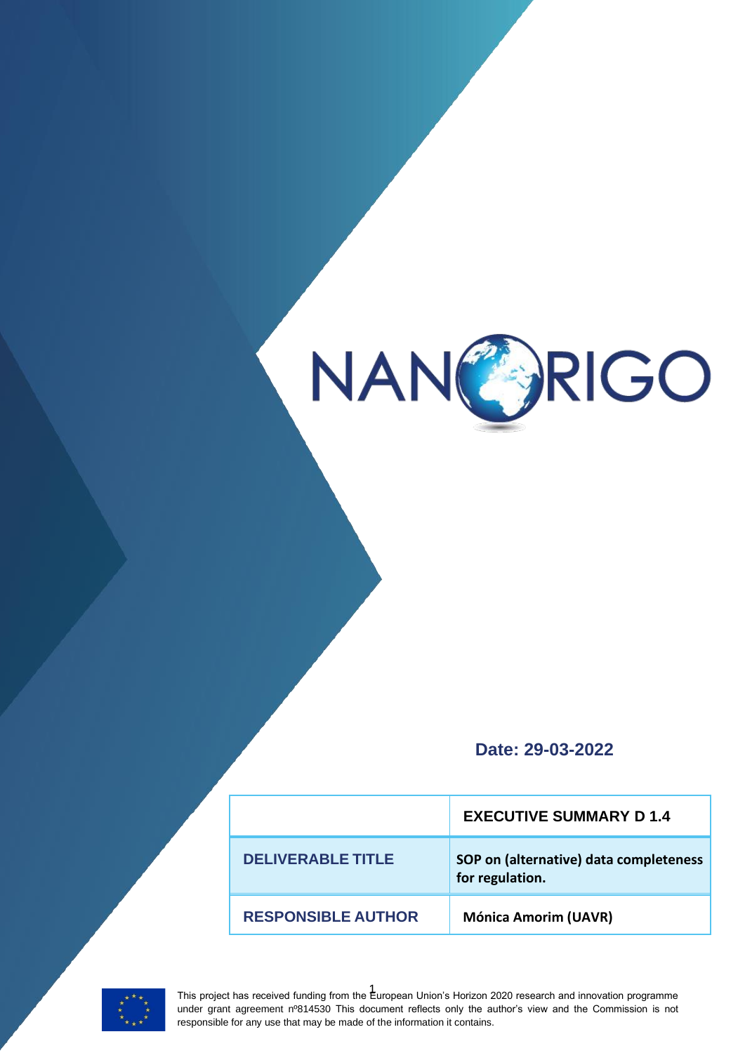NANORIGO

**Date: 29-03-2022**

| | **EXECUTIVE SUMMARY D 1.4** |
|---|---|
| **DELIVERABLE TITLE** | **SOP on (alternative) data completeness for regulation.** |
| **RESPONSIBLE AUTHOR** | **Mónica Amorim (UAVR)** |

This project has received funding from the European Union's Horizon 2020 research and innovation programme under grant agreement nº814530 This document reflects only the author's view and the Commission is not responsible for any use that may be made of the information it contains.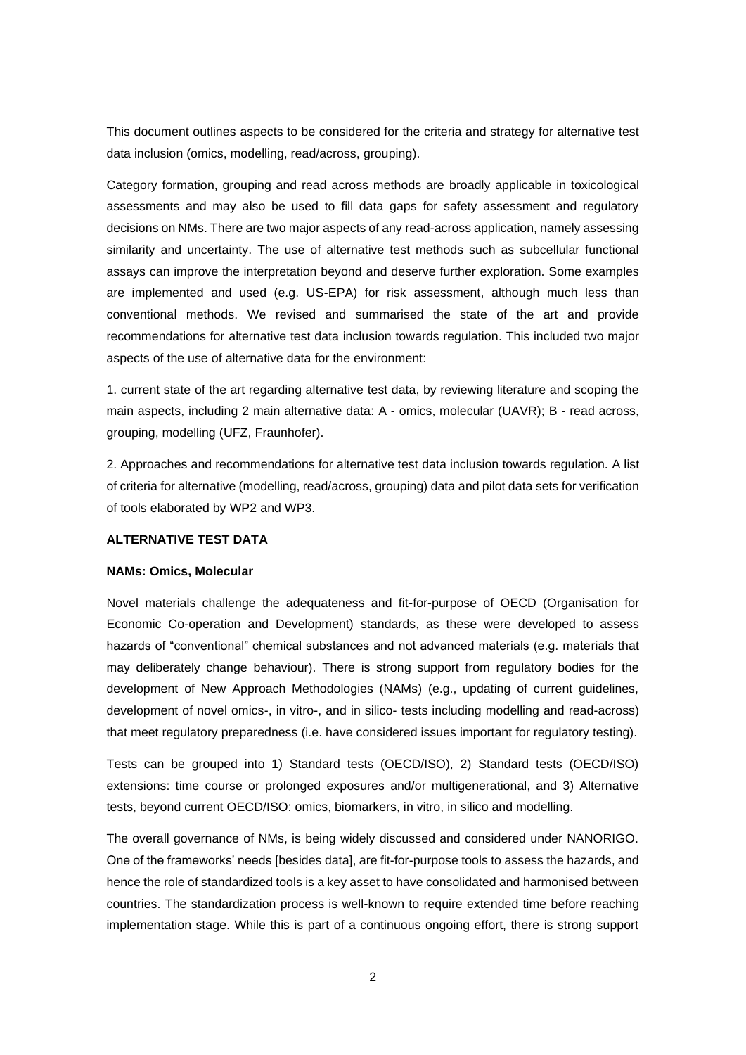This document outlines aspects to be considered for the criteria and strategy for alternative test data inclusion (omics, modelling, read/across, grouping).

Category formation, grouping and read across methods are broadly applicable in toxicological assessments and may also be used to fill data gaps for safety assessment and regulatory decisions on NMs. There are two major aspects of any read-across application, namely assessing similarity and uncertainty. The use of alternative test methods such as subcellular functional assays can improve the interpretation beyond and deserve further exploration. Some examples are implemented and used (e.g. US-EPA) for risk assessment, although much less than conventional methods. We revised and summarised the state of the art and provide recommendations for alternative test data inclusion towards regulation. This included two major aspects of the use of alternative data for the environment:

1. current state of the art regarding alternative test data, by reviewing literature and scoping the main aspects, including 2 main alternative data: A - omics, molecular (UAVR); B - read across, grouping, modelling (UFZ, Fraunhofer).

2. Approaches and recommendations for alternative test data inclusion towards regulation. A list of criteria for alternative (modelling, read/across, grouping) data and pilot data sets for verification of tools elaborated by WP2 and WP3.

## ALTERNATIVE TEST DATA

### NAMs: Omics, Molecular

Novel materials challenge the adequateness and fit-for-purpose of OECD (Organisation for Economic Co-operation and Development) standards, as these were developed to assess hazards of "conventional" chemical substances and not advanced materials (e.g. materials that may deliberately change behaviour). There is strong support from regulatory bodies for the development of New Approach Methodologies (NAMs) (e.g., updating of current guidelines, development of novel omics-, in vitro-, and in silico- tests including modelling and read-across) that meet regulatory preparedness (i.e. have considered issues important for regulatory testing).

Tests can be grouped into 1) Standard tests (OECD/ISO), 2) Standard tests (OECD/ISO) extensions: time course or prolonged exposures and/or multigenerational, and 3) Alternative tests, beyond current OECD/ISO: omics, biomarkers, in vitro, in silico and modelling.

The overall governance of NMs, is being widely discussed and considered under NANORIGO. One of the frameworks' needs [besides data], are fit-for-purpose tools to assess the hazards, and hence the role of standardized tools is a key asset to have consolidated and harmonised between countries. The standardization process is well-known to require extended time before reaching implementation stage. While this is part of a continuous ongoing effort, there is strong support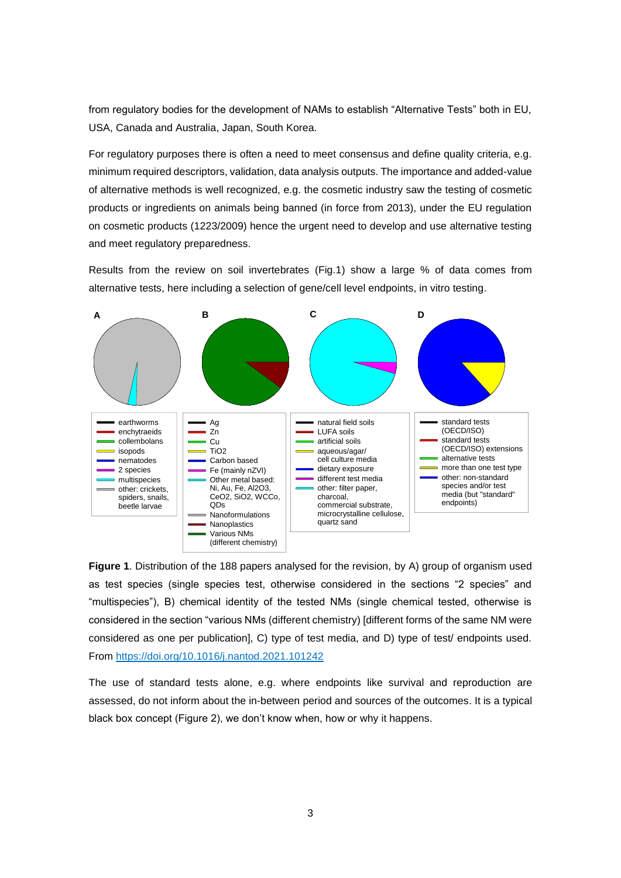from regulatory bodies for the development of NAMs to establish "Alternative Tests" both in EU, USA, Canada and Australia, Japan, South Korea.

For regulatory purposes there is often a need to meet consensus and define quality criteria, e.g. minimum required descriptors, validation, data analysis outputs. The importance and added-value of alternative methods is well recognized, e.g. the cosmetic industry saw the testing of cosmetic products or ingredients on animals being banned (in force from 2013), under the EU regulation on cosmetic products (1223/2009) hence the urgent need to develop and use alternative testing and meet regulatory preparedness.

Results from the review on soil invertebrates (Fig.1) show a large % of data comes from alternative tests, here including a selection of gene/cell level endpoints, in vitro testing.

A

- earthworms
- enchytraeids
- collembolans
- isopods
- nematodes
- 2 species
- multispecies
- other: crickets, spiders, snails, beetle larvae

B

- Ag
- Zn
- Cu
- $TiO_2$
- Carbon based
- Fe (mainly nZVI)
- Other metal based: Ni, Au, Fe, $Al_2O_3$, $CeO_2$, $SiO_2$, WCCo, QDs
- Nanoformulations
- Nanoplastics
- Various NMs (different chemistry)

C

- natural field soils
- LUFA soils
- artificial soils
- aqueous/agar/ cell culture media
- dietary exposure
- different test media
- other: filter paper, charcoal, commercial substrate, microcrystalline cellulose, quartz sand

D

- standard tests (OECD/ISO)
- standard tests (OECD/ISO) extensions
- alternative tests
- more than one test type
- other: non-standard species and/or test media (but "standard" endpoints)

**Figure 1**. Distribution of the 188 papers analysed for the revision, by A) group of organism used as test species (single species test, otherwise considered in the sections "2 species" and "multispecies"), B) chemical identity of the tested NMs (single chemical tested, otherwise is considered in the section "various NMs (different chemistry) [different forms of the same NM were considered as one per publication], C) type of test media, and D) type of test/ endpoints used. From https://doi.org/10.1016/j.nantod.2021.101242

The use of standard tests alone, e.g. where endpoints like survival and reproduction are assessed, do not inform about the in-between period and sources of the outcomes. It is a typical black box concept (Figure 2), we don't know when, how or why it happens.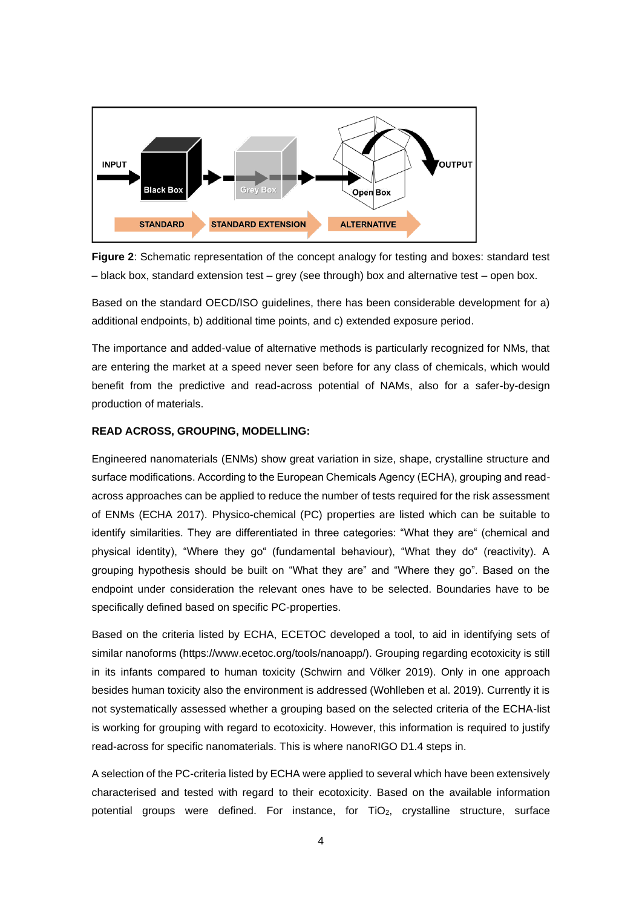**Figure 2**: Schematic representation of the concept analogy for testing and boxes: standard test – black box, standard extension test – grey (see through) box and alternative test – open box.

Based on the standard OECD/ISO guidelines, there has been considerable development for a) additional endpoints, b) additional time points, and c) extended exposure period.

The importance and added-value of alternative methods is particularly recognized for NMs, that are entering the market at a speed never seen before for any class of chemicals, which would benefit from the predictive and read-across potential of NAMs, also for a safer-by-design production of materials.

**READ ACROSS, GROUPING, MODELLING:**

Engineered nanomaterials (ENMs) show great variation in size, shape, crystalline structure and surface modifications. According to the European Chemicals Agency (ECHA), grouping and read-across approaches can be applied to reduce the number of tests required for the risk assessment of ENMs (ECHA 2017). Physico-chemical (PC) properties are listed which can be suitable to identify similarities. They are differentiated in three categories: "What they are" (chemical and physical identity), "Where they go" (fundamental behaviour), "What they do" (reactivity). A grouping hypothesis should be built on "What they are" and "Where they go". Based on the endpoint under consideration the relevant ones have to be selected. Boundaries have to be specifically defined based on specific PC-properties.

Based on the criteria listed by ECHA, ECETOC developed a tool, to aid in identifying sets of similar nanoforms (https://www.ecetoc.org/tools/nanoapp/). Grouping regarding ecotoxicity is still in its infants compared to human toxicity (Schwirn and Völker 2019). Only in one approach besides human toxicity also the environment is addressed (Wohlleben et al. 2019). Currently it is not systematically assessed whether a grouping based on the selected criteria of the ECHA-list is working for grouping with regard to ecotoxicity. However, this information is required to justify read-across for specific nanomaterials. This is where nanoRIGO D1.4 steps in.

A selection of the PC-criteria listed by ECHA were applied to several which have been extensively characterised and tested with regard to their ecotoxicity. Based on the available information potential groups were defined. For instance, for $TiO_2$, crystalline structure, surface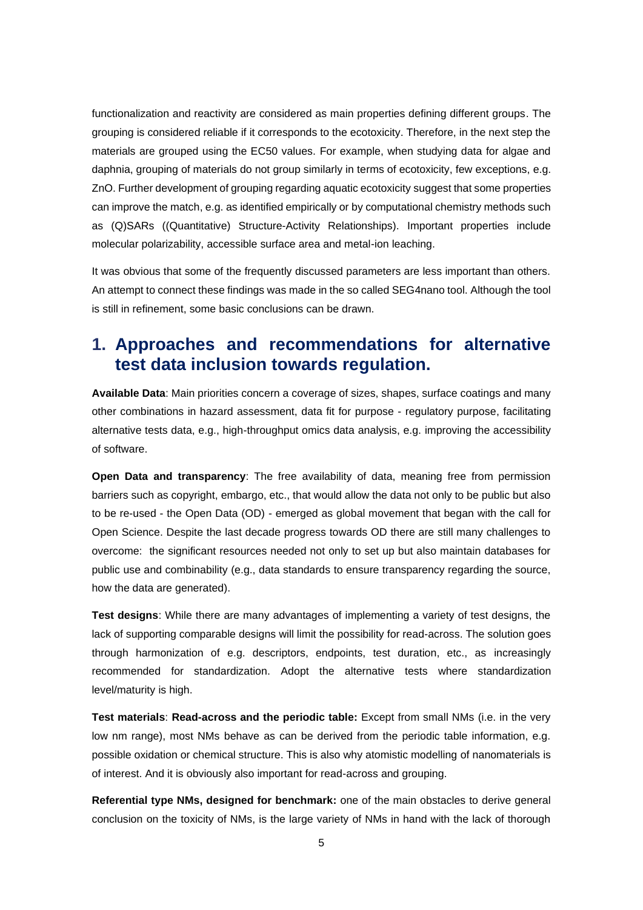functionalization and reactivity are considered as main properties defining different groups. The grouping is considered reliable if it corresponds to the ecotoxicity. Therefore, in the next step the materials are grouped using the EC50 values. For example, when studying data for algae and daphnia, grouping of materials do not group similarly in terms of ecotoxicity, few exceptions, e.g. ZnO. Further development of grouping regarding aquatic ecotoxicity suggest that some properties can improve the match, e.g. as identified empirically or by computational chemistry methods such as (Q)SARs ((Quantitative) Structure-Activity Relationships). Important properties include molecular polarizability, accessible surface area and metal-ion leaching.

It was obvious that some of the frequently discussed parameters are less important than others. An attempt to connect these findings was made in the so called SEG4nano tool. Although the tool is still in refinement, some basic conclusions can be drawn.

# 1. Approaches and recommendations for alternative test data inclusion towards regulation.

**Available Data**: Main priorities concern a coverage of sizes, shapes, surface coatings and many other combinations in hazard assessment, data fit for purpose - regulatory purpose, facilitating alternative tests data, e.g., high-throughput omics data analysis, e.g. improving the accessibility of software.

**Open Data and transparency**: The free availability of data, meaning free from permission barriers such as copyright, embargo, etc., that would allow the data not only to be public but also to be re-used - the Open Data (OD) - emerged as global movement that began with the call for Open Science. Despite the last decade progress towards OD there are still many challenges to overcome: the significant resources needed not only to set up but also maintain databases for public use and combinability (e.g., data standards to ensure transparency regarding the source, how the data are generated).

**Test designs**: While there are many advantages of implementing a variety of test designs, the lack of supporting comparable designs will limit the possibility for read-across. The solution goes through harmonization of e.g. descriptors, endpoints, test duration, etc., as increasingly recommended for standardization. Adopt the alternative tests where standardization level/maturity is high.

**Test materials**: **Read-across and the periodic table:** Except from small NMs (i.e. in the very low nm range), most NMs behave as can be derived from the periodic table information, e.g. possible oxidation or chemical structure. This is also why atomistic modelling of nanomaterials is of interest. And it is obviously also important for read-across and grouping.

**Referential type NMs, designed for benchmark:** one of the main obstacles to derive general conclusion on the toxicity of NMs, is the large variety of NMs in hand with the lack of thorough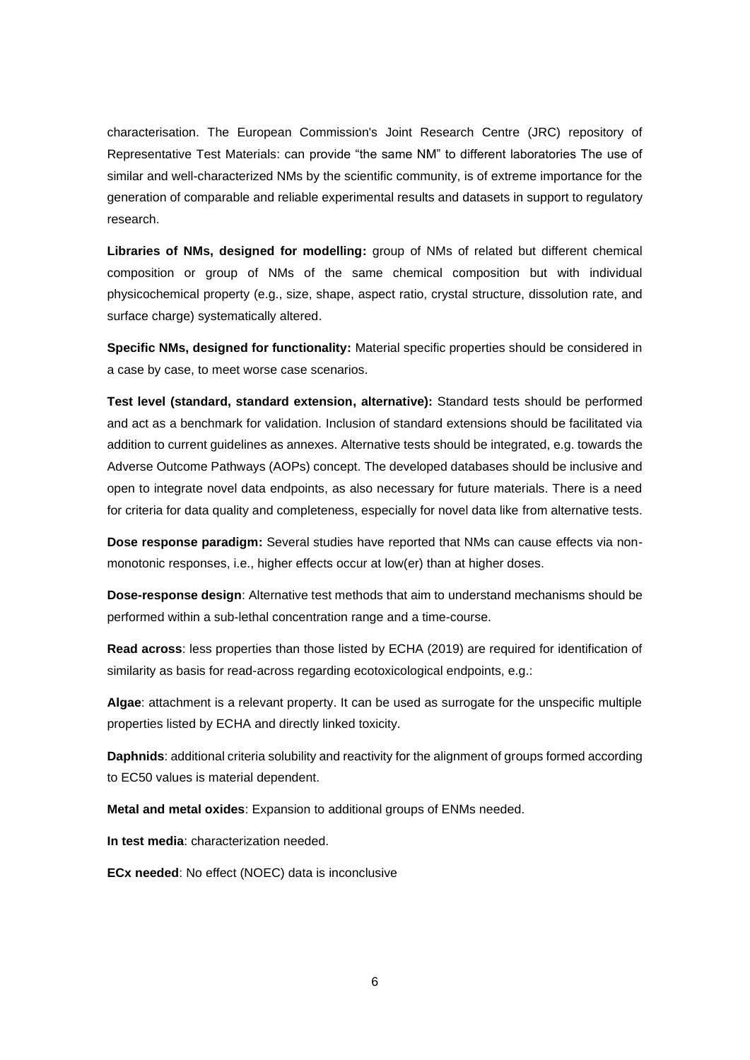characterisation. The European Commission's Joint Research Centre (JRC) repository of Representative Test Materials: can provide "the same NM" to different laboratories The use of similar and well-characterized NMs by the scientific community, is of extreme importance for the generation of comparable and reliable experimental results and datasets in support to regulatory research.

**Libraries of NMs, designed for modelling:** group of NMs of related but different chemical composition or group of NMs of the same chemical composition but with individual physicochemical property (e.g., size, shape, aspect ratio, crystal structure, dissolution rate, and surface charge) systematically altered.

**Specific NMs, designed for functionality:** Material specific properties should be considered in a case by case, to meet worse case scenarios.

**Test level (standard, standard extension, alternative):** Standard tests should be performed and act as a benchmark for validation. Inclusion of standard extensions should be facilitated via addition to current guidelines as annexes. Alternative tests should be integrated, e.g. towards the Adverse Outcome Pathways (AOPs) concept. The developed databases should be inclusive and open to integrate novel data endpoints, as also necessary for future materials. There is a need for criteria for data quality and completeness, especially for novel data like from alternative tests.

**Dose response paradigm:** Several studies have reported that NMs can cause effects via non-monotonic responses, i.e., higher effects occur at low(er) than at higher doses.

**Dose-response design**: Alternative test methods that aim to understand mechanisms should be performed within a sub-lethal concentration range and a time-course.

**Read across**: less properties than those listed by ECHA (2019) are required for identification of similarity as basis for read-across regarding ecotoxicological endpoints, e.g.:

**Algae**: attachment is a relevant property. It can be used as surrogate for the unspecific multiple properties listed by ECHA and directly linked toxicity.

**Daphnids**: additional criteria solubility and reactivity for the alignment of groups formed according to EC50 values is material dependent.

**Metal and metal oxides**: Expansion to additional groups of ENMs needed.

**In test media**: characterization needed.

**ECx needed**: No effect (NOEC) data is inconclusive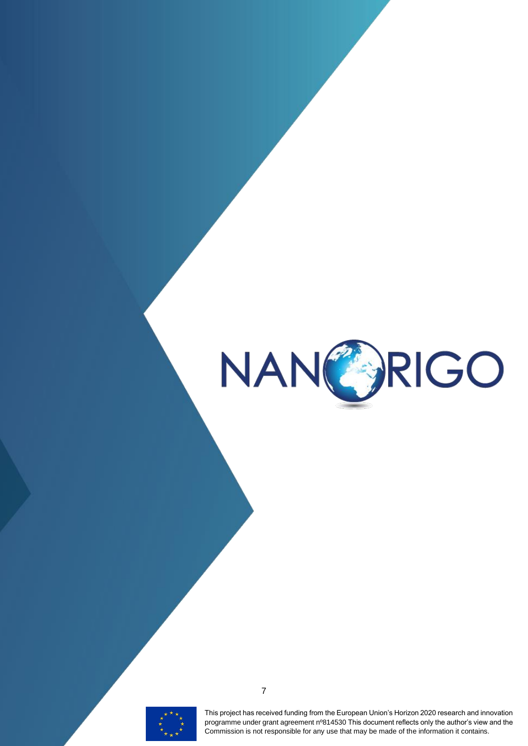NANORIGO

This project has received funding from the European Union's Horizon 2020 research and innovation programme under grant agreement nº814530 This document reflects only the author's view and the Commission is not responsible for any use that may be made of the information it contains.